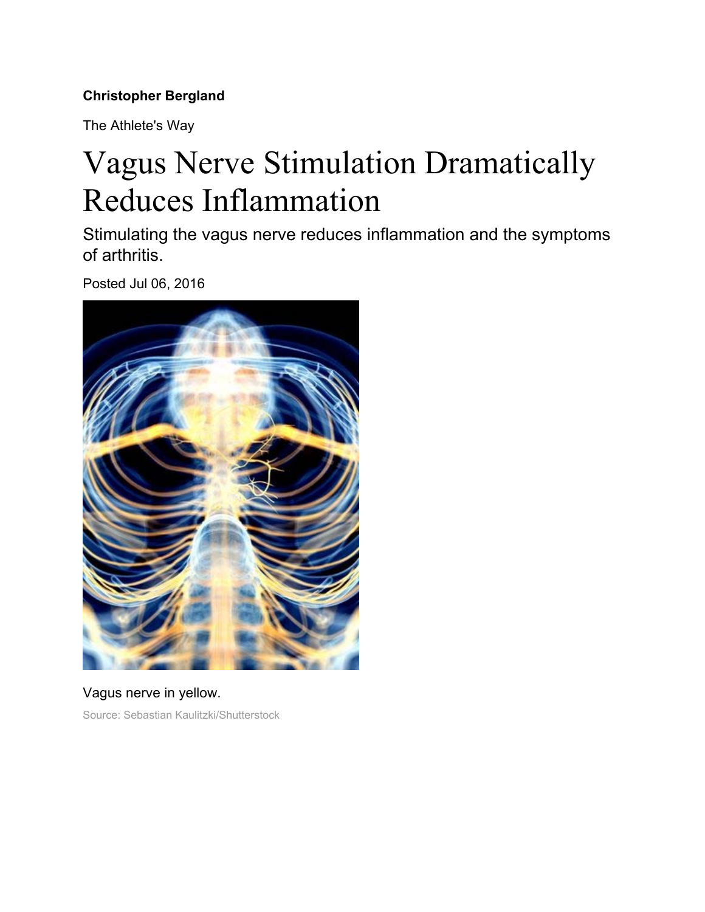**Christopher Bergland**

The Athlete's Way

# Vagus Nerve Stimulation Dramatically Reduces Inflammation

## Stimulating the vagus nerve reduces inflammation and the symptoms of arthritis.

Posted Jul 06, 2016

Vagus nerve in yellow.

Source: Sebastian Kaulitzki/Shutterstock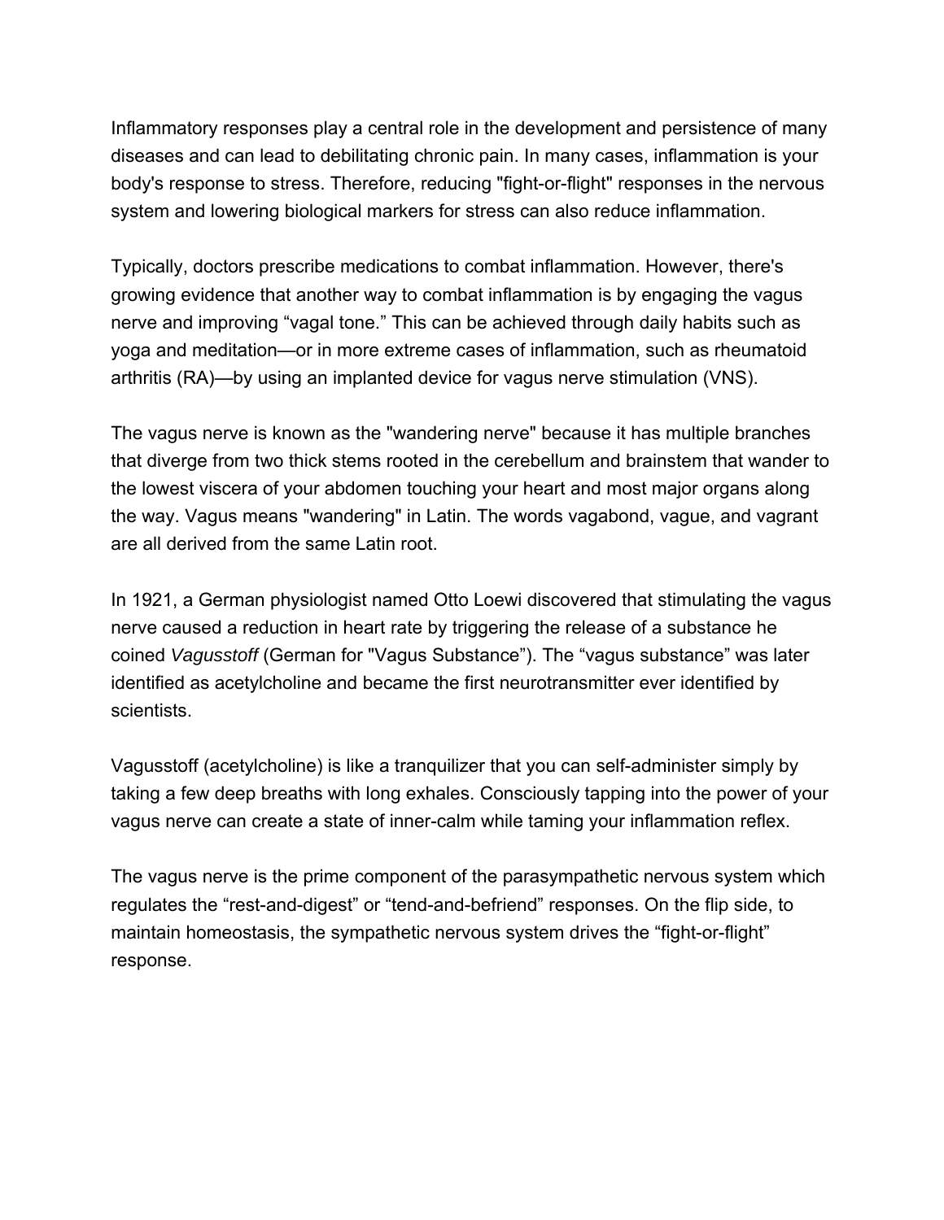Inflammatory responses play a central role in the development and persistence of many diseases and can lead to debilitating chronic pain. In many cases, inflammation is your body's response to stress. Therefore, reducing "fight-or-flight" responses in the nervous system and lowering biological markers for stress can also reduce inflammation.

Typically, doctors prescribe medications to combat inflammation. However, there's growing evidence that another way to combat inflammation is by engaging the vagus nerve and improving “vagal tone.” This can be achieved through daily habits such as yoga and meditation—or in more extreme cases of inflammation, such as rheumatoid arthritis (RA)—by using an implanted device for vagus nerve stimulation (VNS).

The vagus nerve is known as the "wandering nerve" because it has multiple branches that diverge from two thick stems rooted in the cerebellum and brainstem that wander to the lowest viscera of your abdomen touching your heart and most major organs along the way. Vagus means "wandering" in Latin. The words vagabond, vague, and vagrant are all derived from the same Latin root.

In 1921, a German physiologist named Otto Loewi discovered that stimulating the vagus nerve caused a reduction in heart rate by triggering the release of a substance he coined *Vagusstoff* (German for "Vagus Substance”). The “vagus substance” was later identified as acetylcholine and became the first neurotransmitter ever identified by scientists.

Vagusstoff (acetylcholine) is like a tranquilizer that you can self-administer simply by taking a few deep breaths with long exhales. Consciously tapping into the power of your vagus nerve can create a state of inner-calm while taming your inflammation reflex.

The vagus nerve is the prime component of the parasympathetic nervous system which regulates the “rest-and-digest” or “tend-and-befriend” responses. On the flip side, to maintain homeostasis, the sympathetic nervous system drives the “fight-or-flight” response.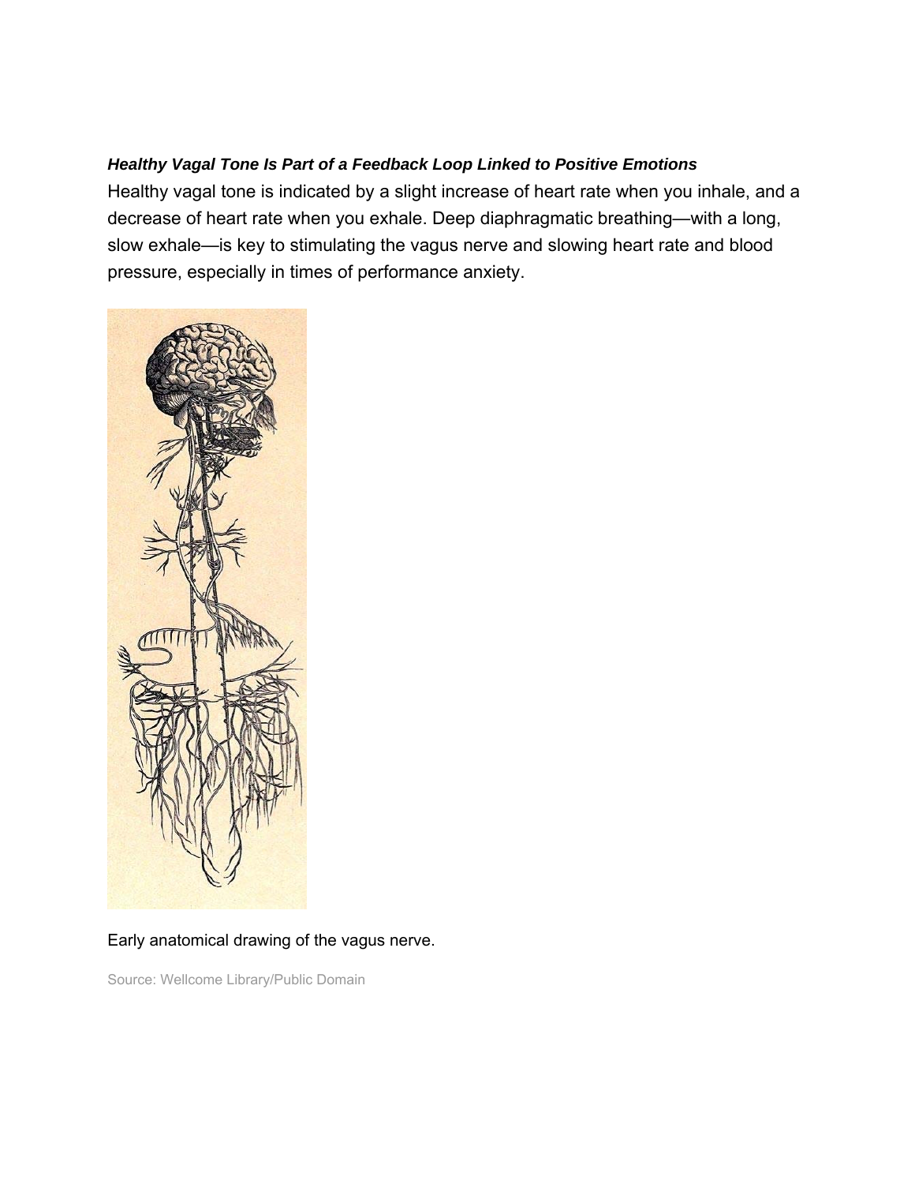***Healthy Vagal Tone Is Part of a Feedback Loop Linked to Positive Emotions***

Healthy vagal tone is indicated by a slight increase of heart rate when you inhale, and a decrease of heart rate when you exhale. Deep diaphragmatic breathing—with a long, slow exhale—is key to stimulating the vagus nerve and slowing heart rate and blood pressure, especially in times of performance anxiety.

Early anatomical drawing of the vagus nerve.

Source: Wellcome Library/Public Domain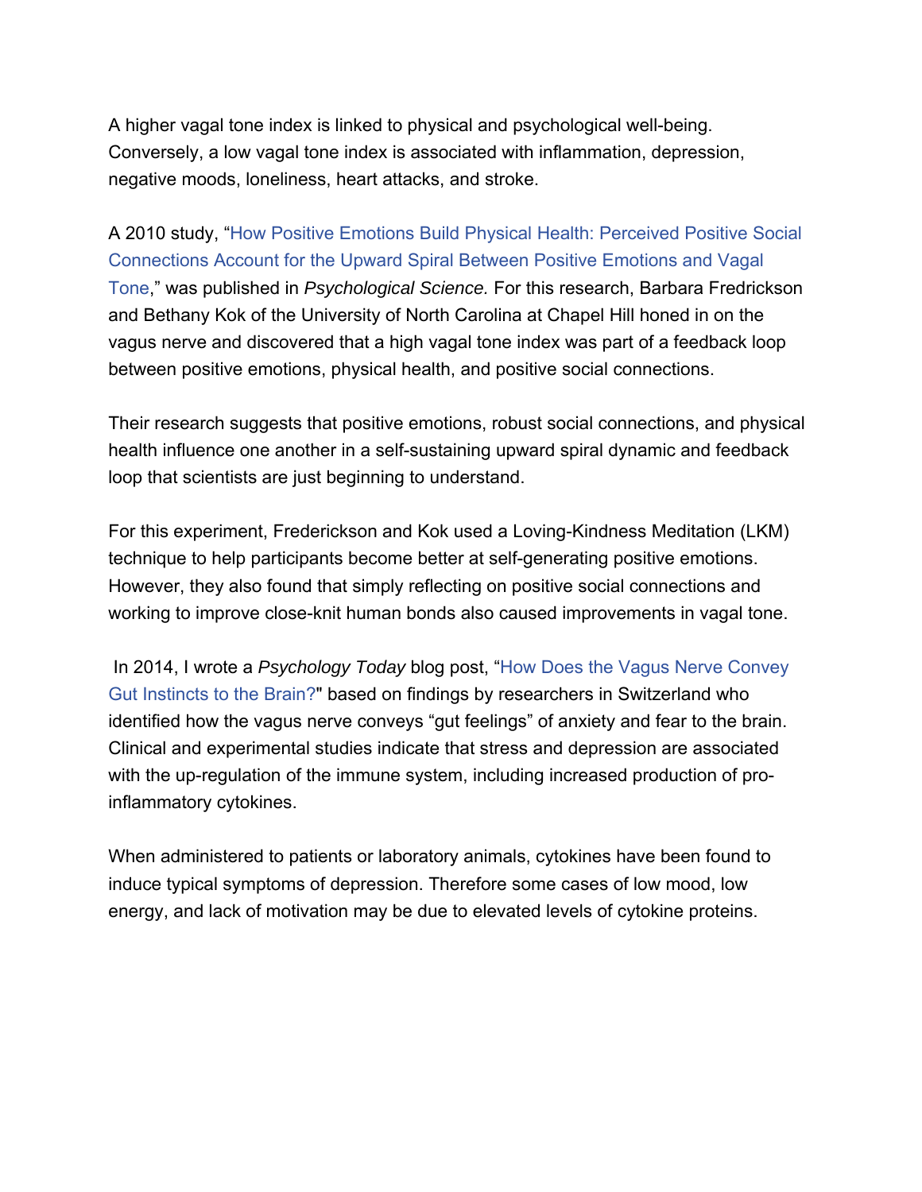A higher vagal tone index is linked to physical and psychological well-being. Conversely, a low vagal tone index is associated with inflammation, depression, negative moods, loneliness, heart attacks, and stroke.

A 2010 study, "How Positive Emotions Build Physical Health: Perceived Positive Social Connections Account for the Upward Spiral Between Positive Emotions and Vagal Tone," was published in *Psychological Science.* For this research, Barbara Fredrickson and Bethany Kok of the University of North Carolina at Chapel Hill honed in on the vagus nerve and discovered that a high vagal tone index was part of a feedback loop between positive emotions, physical health, and positive social connections.

Their research suggests that positive emotions, robust social connections, and physical health influence one another in a self-sustaining upward spiral dynamic and feedback loop that scientists are just beginning to understand.

For this experiment, Frederickson and Kok used a Loving-Kindness Meditation (LKM) technique to help participants become better at self-generating positive emotions. However, they also found that simply reflecting on positive social connections and working to improve close-knit human bonds also caused improvements in vagal tone.

In 2014, I wrote a *Psychology Today* blog post, "How Does the Vagus Nerve Convey Gut Instincts to the Brain?" based on findings by researchers in Switzerland who identified how the vagus nerve conveys "gut feelings" of anxiety and fear to the brain. Clinical and experimental studies indicate that stress and depression are associated with the up-regulation of the immune system, including increased production of pro-inflammatory cytokines.

When administered to patients or laboratory animals, cytokines have been found to induce typical symptoms of depression. Therefore some cases of low mood, low energy, and lack of motivation may be due to elevated levels of cytokine proteins.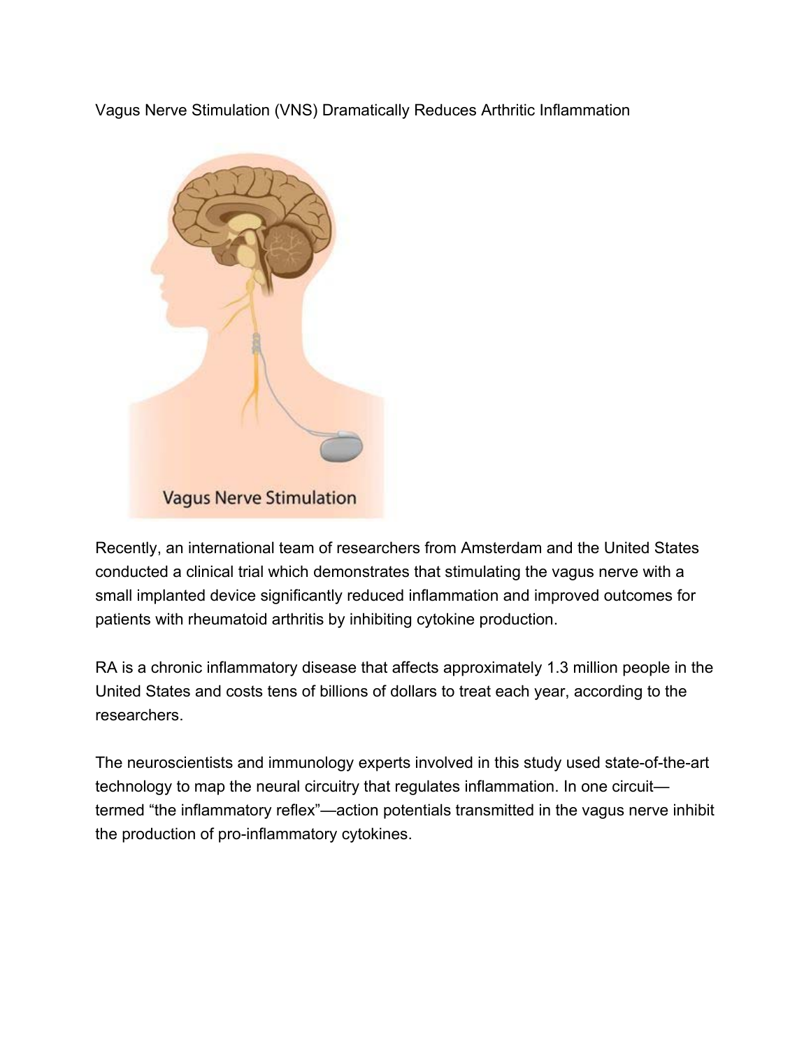Vagus Nerve Stimulation (VNS) Dramatically Reduces Arthritic Inflammation

Recently, an international team of researchers from Amsterdam and the United States conducted a clinical trial which demonstrates that stimulating the vagus nerve with a small implanted device significantly reduced inflammation and improved outcomes for patients with rheumatoid arthritis by inhibiting cytokine production.

RA is a chronic inflammatory disease that affects approximately 1.3 million people in the United States and costs tens of billions of dollars to treat each year, according to the researchers.

The neuroscientists and immunology experts involved in this study used state-of-the-art technology to map the neural circuitry that regulates inflammation. In one circuit—termed “the inflammatory reflex”—action potentials transmitted in the vagus nerve inhibit the production of pro-inflammatory cytokines.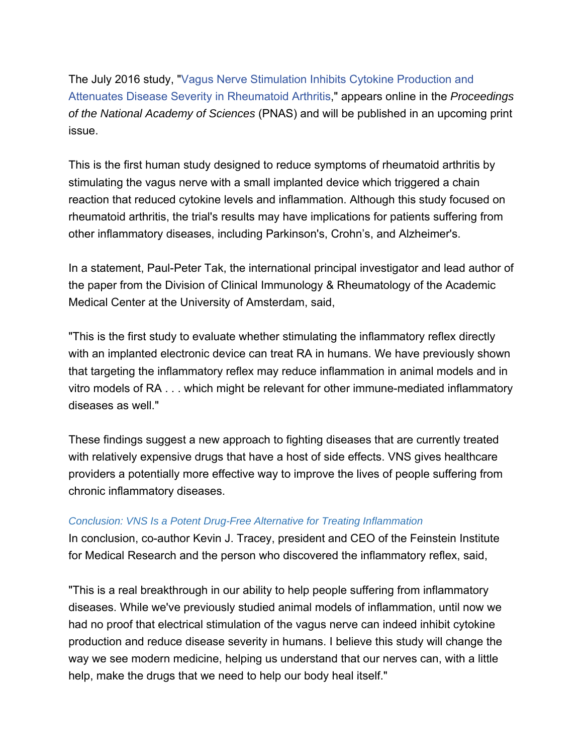The July 2016 study, "Vagus Nerve Stimulation Inhibits Cytokine Production and Attenuates Disease Severity in Rheumatoid Arthritis," appears online in the *Proceedings of the National Academy of Sciences* (PNAS) and will be published in an upcoming print issue.

This is the first human study designed to reduce symptoms of rheumatoid arthritis by stimulating the vagus nerve with a small implanted device which triggered a chain reaction that reduced cytokine levels and inflammation. Although this study focused on rheumatoid arthritis, the trial's results may have implications for patients suffering from other inflammatory diseases, including Parkinson's, Crohn's, and Alzheimer's.

In a statement, Paul-Peter Tak, the international principal investigator and lead author of the paper from the Division of Clinical Immunology & Rheumatology of the Academic Medical Center at the University of Amsterdam, said,

"This is the first study to evaluate whether stimulating the inflammatory reflex directly with an implanted electronic device can treat RA in humans. We have previously shown that targeting the inflammatory reflex may reduce inflammation in animal models and in vitro models of RA . . . which might be relevant for other immune-mediated inflammatory diseases as well."

These findings suggest a new approach to fighting diseases that are currently treated with relatively expensive drugs that have a host of side effects. VNS gives healthcare providers a potentially more effective way to improve the lives of people suffering from chronic inflammatory diseases.

### *Conclusion: VNS Is a Potent Drug-Free Alternative for Treating Inflammation*

In conclusion, co-author Kevin J. Tracey, president and CEO of the Feinstein Institute for Medical Research and the person who discovered the inflammatory reflex, said,

"This is a real breakthrough in our ability to help people suffering from inflammatory diseases. While we've previously studied animal models of inflammation, until now we had no proof that electrical stimulation of the vagus nerve can indeed inhibit cytokine production and reduce disease severity in humans. I believe this study will change the way we see modern medicine, helping us understand that our nerves can, with a little help, make the drugs that we need to help our body heal itself."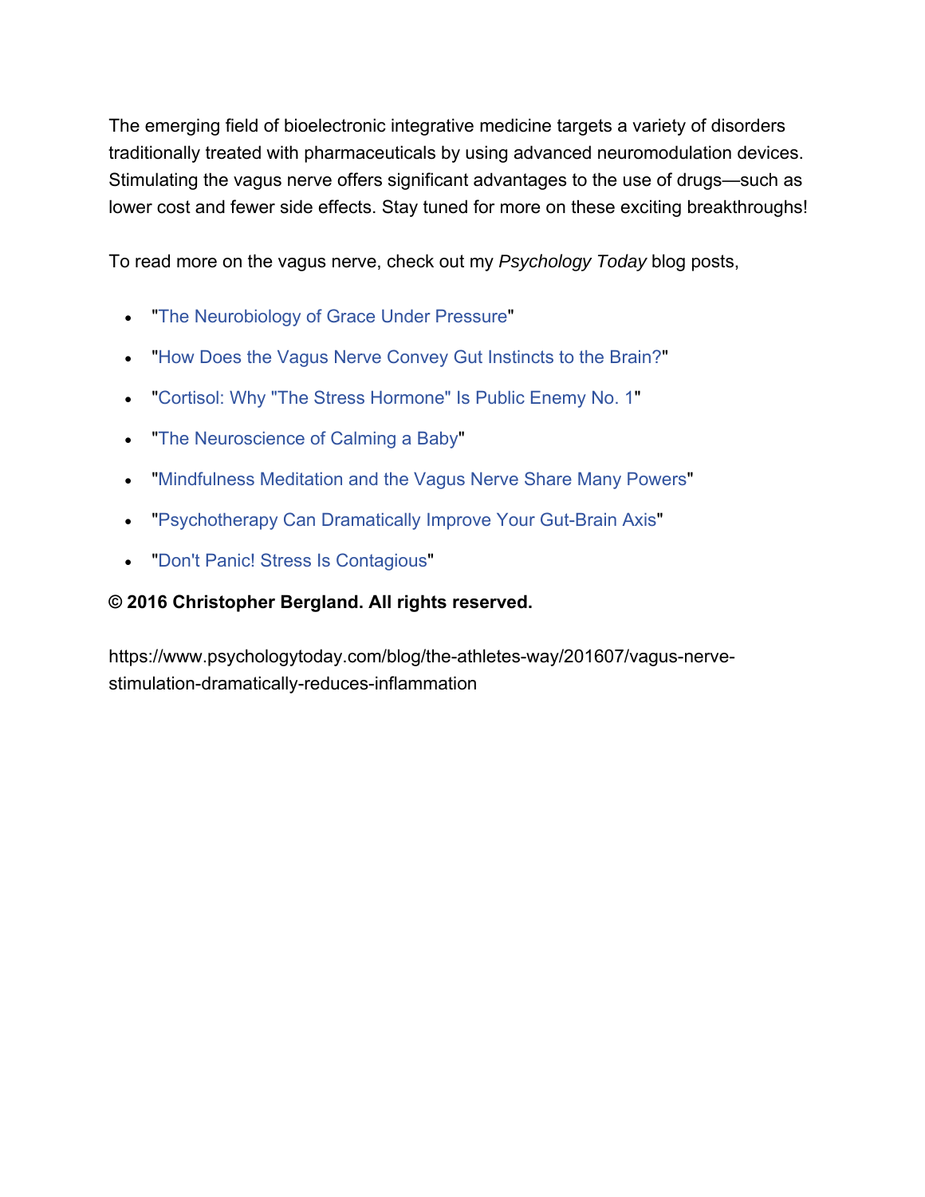The emerging field of bioelectronic integrative medicine targets a variety of disorders traditionally treated with pharmaceuticals by using advanced neuromodulation devices. Stimulating the vagus nerve offers significant advantages to the use of drugs—such as lower cost and fewer side effects. Stay tuned for more on these exciting breakthroughs!

To read more on the vagus nerve, check out my *Psychology Today* blog posts,

- "The Neurobiology of Grace Under Pressure"
- "How Does the Vagus Nerve Convey Gut Instincts to the Brain?"
- "Cortisol: Why "The Stress Hormone" Is Public Enemy No. 1"
- "The Neuroscience of Calming a Baby"
- "Mindfulness Meditation and the Vagus Nerve Share Many Powers"
- "Psychotherapy Can Dramatically Improve Your Gut-Brain Axis"
- "Don't Panic! Stress Is Contagious"

**© 2016 Christopher Bergland. All rights reserved.**

https://www.psychologytoday.com/blog/the-athletes-way/201607/vagus-nerve-stimulation-dramatically-reduces-inflammation